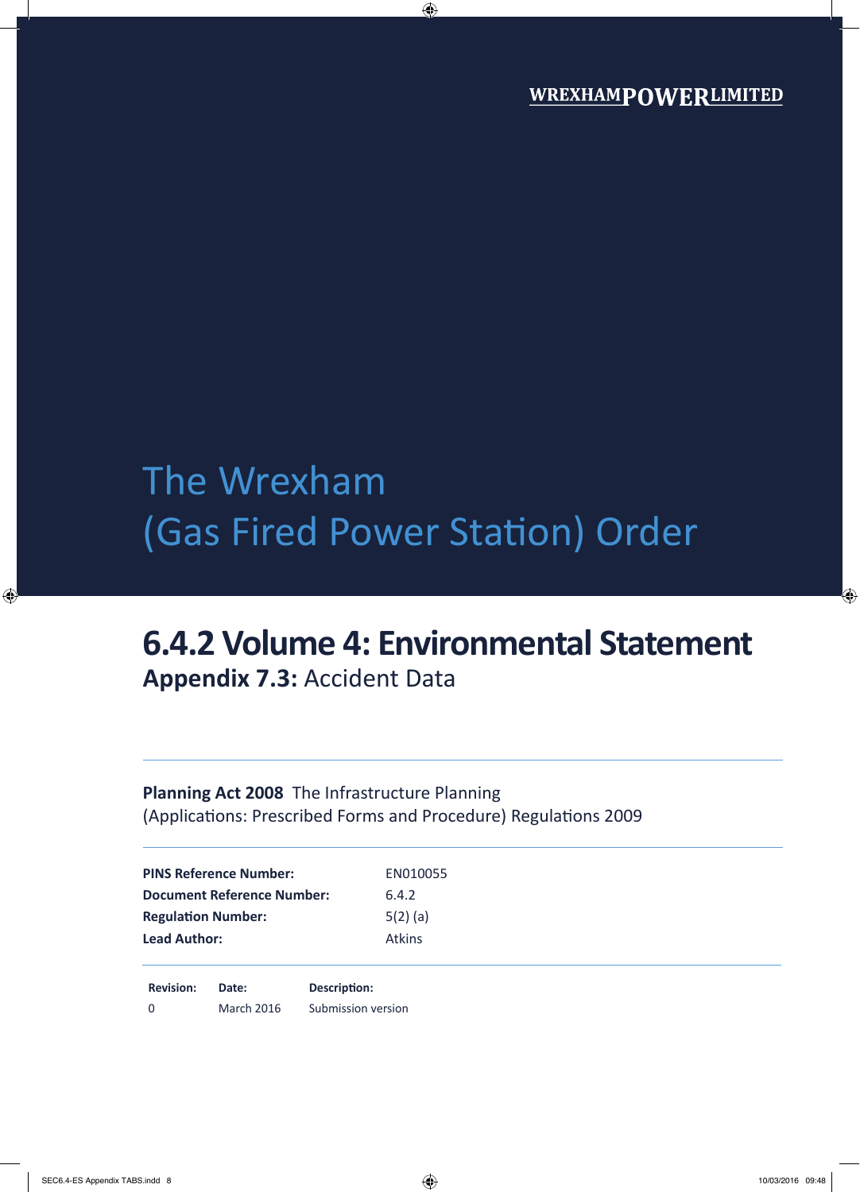**WREXHAMPOWERLIMITED**

# The Wrexham (Gas Fired Power Station) Order

## 6.4.2 Volume 4: Environmental Statement

**Appendix 7.3:** Accident Data

**Planning Act 2008** The Infrastructure Planning (Applications: Prescribed Forms and Procedure) Regulations 2009

| | |
|---|---|
| **PINS Reference Number:** | EN010055 |
| **Document Reference Number:** | 6.4.2 |
| **Regulation Number:** | 5(2) (a) |
| **Lead Author:** | Atkins |

| **Revision:** | **Date:** | **Description:** |
|---|---|---|
| 0 | March 2016 | Submission version |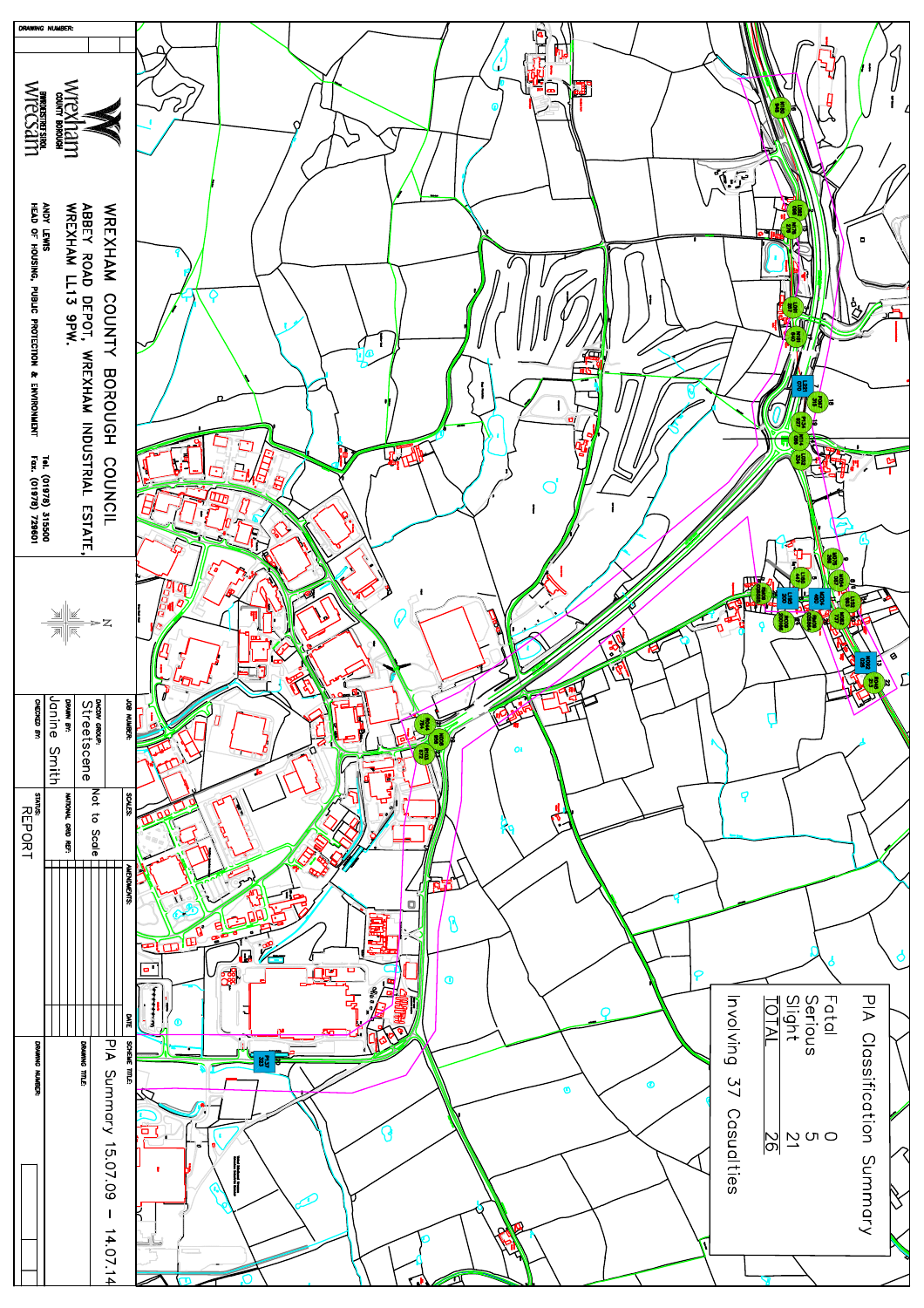## PIA Classification Summary

| | |
|---|---|
| Fatal | 0 |
| Serious | 5 |
| Slight | 21 |
| TOTAL | 26 |

Involving 37 Casualties

DRAWING NUMBER:

Wrexham County Borough
Bwrdeistref Sirol Wrecsam

WREXHAM COUNTY BOROUGH COUNCIL
ABBEY ROAD DEPOT, WREXHAM INDUSTRIAL ESTATE,
WREXHAM LL13 9PW.

ANDY LEWIS
HEAD OF HOUSING, PUBLIC PROTECTION & ENVIRONMENT

Tel. (01978) 315500
Fax. (01978) 729601

N

JOB NUMBER:

DACOM GROUP:
Streetscene

DRAWN BY:
Janine Smith

CHECKED BY:

SCALES:
Not to Scale

NATIONAL GRID REF:

STATUS:
REPORT

AMENDMENTS:

DATE

SCHEME TITLE:

DRAWING TITLE:
PIA Summary 15.07.09 - 14.07.14

DRAWING NUMBER: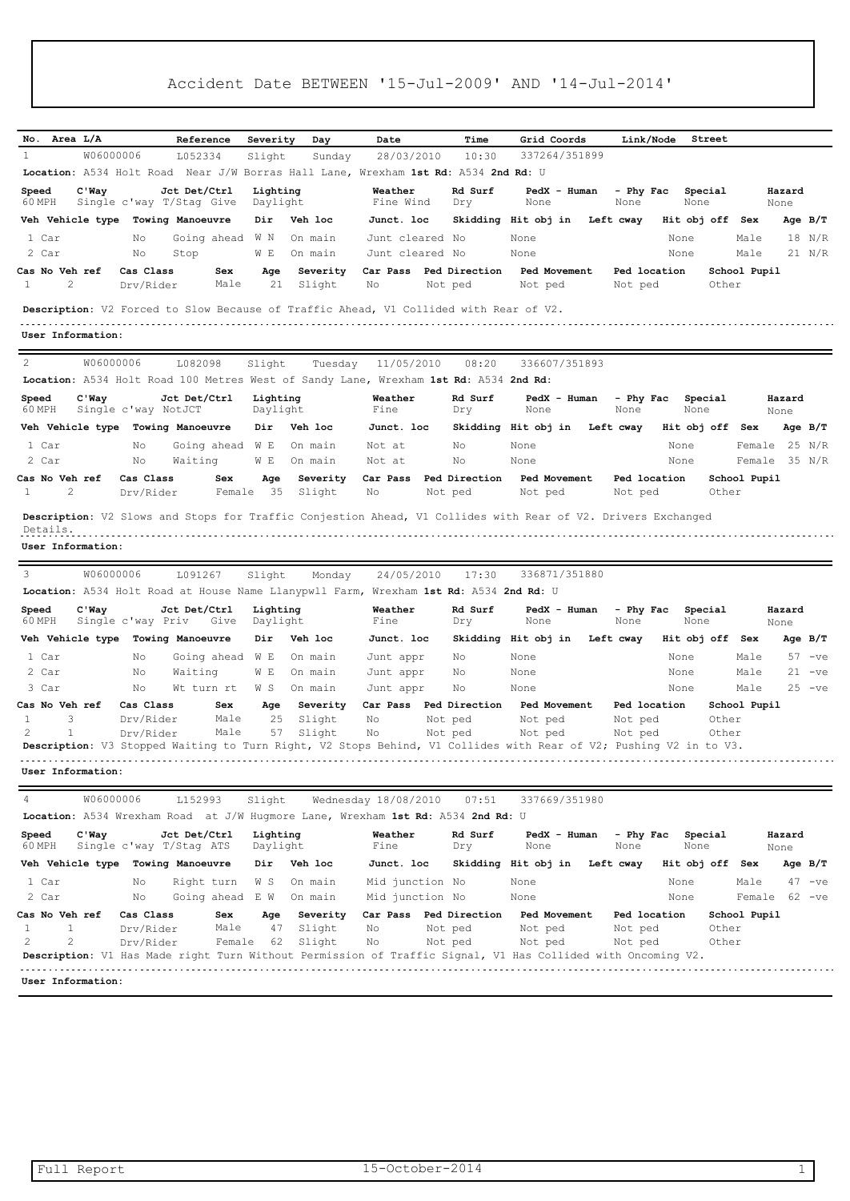# Accident Date BETWEEN '15-Jul-2009' AND '14-Jul-2014'

| No. | Area L/A | Reference | Severity | Day | Date | Time | Grid Coords | Link/Node | Street |
|---|---|---|---|---|---|---|---|---|---|
| 1 | W06000006 | L052334 | Slight | Sunday | 28/03/2010 | 10:30 | 337264/351899 | | |

**Location:** A534 Holt Road Near J/W Borras Hall Lane, Wrexham **1st Rd:** A534 **2nd Rd:** U

| Speed | C'Way | Jct Det/Ctrl | Lighting | Weather | Rd Surf | PedX - Human | - Phy Fac | Special | Hazard |
|---|---|---|---|---|---|---|---|---|---|
| 60 MPH | Single c'way | T/Stag Give | Daylight | Fine Wind | Dry | None | None | None | None |

| Veh | Vehicle type | Towing | Manoeuvre | Dir | Veh loc | Junct. loc | Skidding | Hit obj in | Left cway | Hit obj off | Sex | Age | B/T |
|---|---|---|---|---|---|---|---|---|---|---|---|---|---|
| 1 | Car | No | Going ahead | W N | On main | Junt cleared | No | None | | None | Male | 18 | N/R |
| 2 | Car | No | Stop | W E | On main | Junt cleared | No | None | | None | Male | 21 | N/R |

| Cas No | Veh ref | Cas Class | Sex | Age | Severity | Car Pass | Ped Direction | Ped Movement | Ped location | School Pupil |
|---|---|---|---|---|---|---|---|---|---|---|
| 1 | 2 | Drv/Rider | Male | 21 | Slight | No | Not ped | Not ped | Not ped | Other |

**Description:** V2 Forced to Slow Because of Traffic Ahead, V1 Collided with Rear of V2.

**User Information:**

---

| No. | Area L/A | Reference | Severity | Day | Date | Time | Grid Coords | Link/Node | Street |
|---|---|---|---|---|---|---|---|---|---|
| 2 | W06000006 | L082098 | Slight | Tuesday | 11/05/2010 | 08:20 | 336607/351893 | | |

**Location:** A534 Holt Road 100 Metres West of Sandy Lane, Wrexham **1st Rd:** A534 **2nd Rd:**

| Speed | C'Way | Jct Det/Ctrl | Lighting | Weather | Rd Surf | PedX - Human | - Phy Fac | Special | Hazard |
|---|---|---|---|---|---|---|---|---|---|
| 60 MPH | Single c'way | NotJCT | Daylight | Fine | Dry | None | None | None | None |

| Veh | Vehicle type | Towing | Manoeuvre | Dir | Veh loc | Junct. loc | Skidding | Hit obj in | Left cway | Hit obj off | Sex | Age | B/T |
|---|---|---|---|---|---|---|---|---|---|---|---|---|---|
| 1 | Car | No | Going ahead | W E | On main | Not at | No | None | | None | Female | 25 | N/R |
| 2 | Car | No | Waiting | W E | On main | Not at | No | None | | None | Female | 35 | N/R |

| Cas No | Veh ref | Cas Class | Sex | Age | Severity | Car Pass | Ped Direction | Ped Movement | Ped location | School Pupil |
|---|---|---|---|---|---|---|---|---|---|---|
| 1 | 2 | Drv/Rider | Female | 35 | Slight | No | Not ped | Not ped | Not ped | Other |

**Description:** V2 Slows and Stops for Traffic Conjestion Ahead, V1 Collides with Rear of V2. Drivers Exchanged Details.

**User Information:**

---

| No. | Area L/A | Reference | Severity | Day | Date | Time | Grid Coords | Link/Node | Street |
|---|---|---|---|---|---|---|---|---|---|
| 3 | W06000006 | L091267 | Slight | Monday | 24/05/2010 | 17:30 | 336871/351880 | | |

**Location:** A534 Holt Road at House Name Llanypwll Farm, Wrexham **1st Rd:** A534 **2nd Rd:** U

| Speed | C'Way | Jct Det/Ctrl | Lighting | Weather | Rd Surf | PedX - Human | - Phy Fac | Special | Hazard |
|---|---|---|---|---|---|---|---|---|---|
| 60 MPH | Single c'way | Priv Give | Daylight | Fine | Dry | None | None | None | None |

| Veh | Vehicle type | Towing | Manoeuvre | Dir | Veh loc | Junct. loc | Skidding | Hit obj in | Left cway | Hit obj off | Sex | Age | B/T |
|---|---|---|---|---|---|---|---|---|---|---|---|---|---|
| 1 | Car | No | Going ahead | W E | On main | Junt appr | No | None | | None | Male | 57 | -ve |
| 2 | Car | No | Waiting | W E | On main | Junt appr | No | None | | None | Male | 21 | -ve |
| 3 | Car | No | Wt turn rt | W S | On main | Junt appr | No | None | | None | Male | 25 | -ve |

| Cas No | Veh ref | Cas Class | Sex | Age | Severity | Car Pass | Ped Direction | Ped Movement | Ped location | School Pupil |
|---|---|---|---|---|---|---|---|---|---|---|
| 1 | 3 | Drv/Rider | Male | 25 | Slight | No | Not ped | Not ped | Not ped | Other |
| 2 | 1 | Drv/Rider | Male | 57 | Slight | No | Not ped | Not ped | Not ped | Other |

**Description:** V3 Stopped Waiting to Turn Right, V2 Stops Behind, V1 Collides with Rear of V2; Pushing V2 in to V3.

**User Information:**

---

| No. | Area L/A | Reference | Severity | Day | Date | Time | Grid Coords | Link/Node | Street |
|---|---|---|---|---|---|---|---|---|---|
| 4 | W06000006 | L152993 | Slight | Wednesday | 18/08/2010 | 07:51 | 337669/351980 | | |

**Location:** A534 Wrexham Road at J/W Hugmore Lane, Wrexham **1st Rd:** A534 **2nd Rd:** U

| Speed | C'Way | Jct Det/Ctrl | Lighting | Weather | Rd Surf | PedX - Human | - Phy Fac | Special | Hazard |
|---|---|---|---|---|---|---|---|---|---|
| 60 MPH | Single c'way | T/Stag ATS | Daylight | Fine | Dry | None | None | None | None |

| Veh | Vehicle type | Towing | Manoeuvre | Dir | Veh loc | Junct. loc | Skidding | Hit obj in | Left cway | Hit obj off | Sex | Age | B/T |
|---|---|---|---|---|---|---|---|---|---|---|---|---|---|
| 1 | Car | No | Right turn | W S | On main | Mid junction | No | None | | None | Male | 47 | -ve |
| 2 | Car | No | Going ahead | E W | On main | Mid junction | No | None | | None | Female | 62 | -ve |

| Cas No | Veh ref | Cas Class | Sex | Age | Severity | Car Pass | Ped Direction | Ped Movement | Ped location | School Pupil |
|---|---|---|---|---|---|---|---|---|---|---|
| 1 | 1 | Drv/Rider | Male | 47 | Slight | No | Not ped | Not ped | Not ped | Other |
| 2 | 2 | Drv/Rider | Female | 62 | Slight | No | Not ped | Not ped | Not ped | Other |

**Description:** V1 Has Made right Turn Without Permission of Traffic Signal, V1 Has Collided with Oncoming V2.

**User Information:**

Full Report 15-October-2014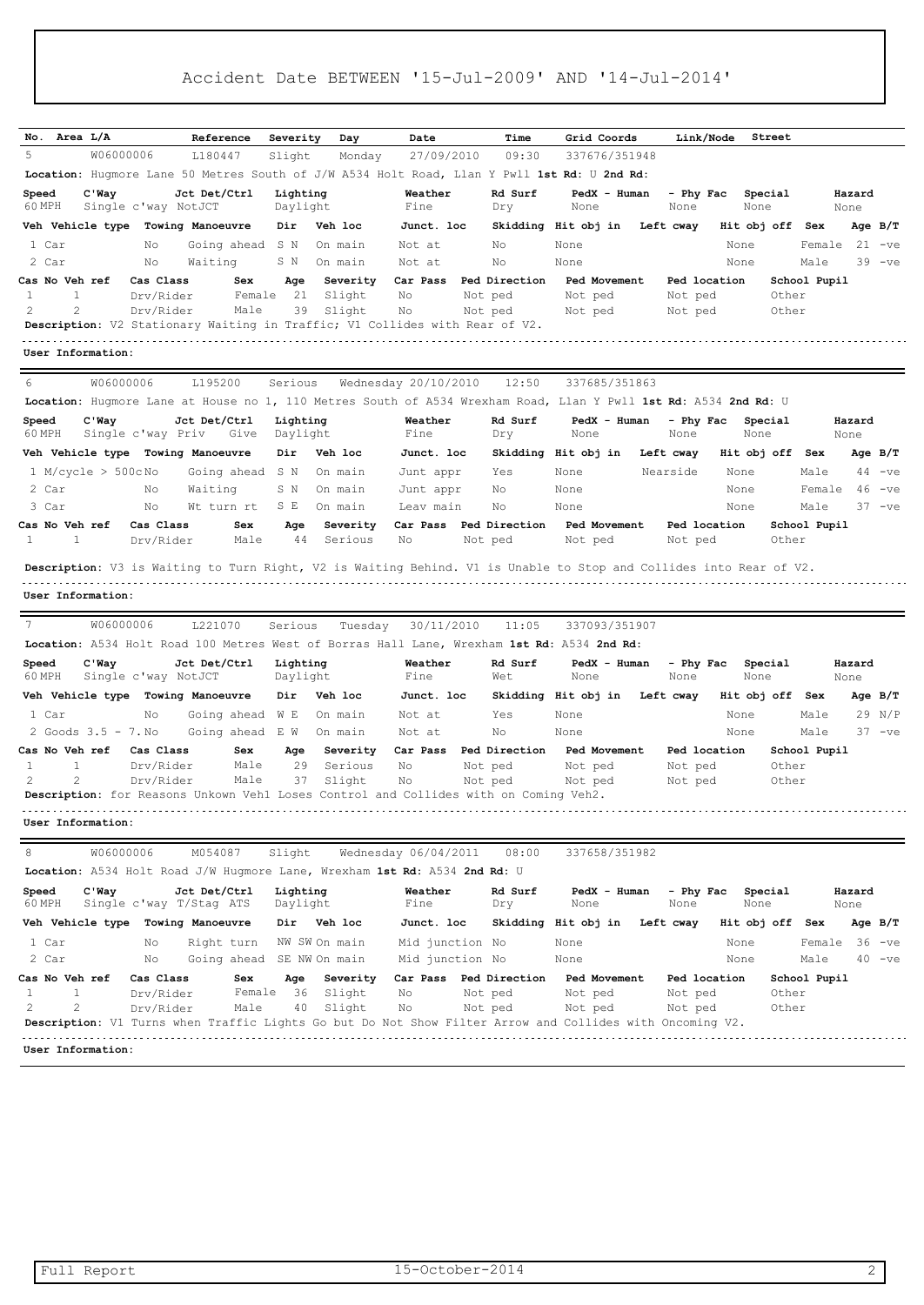# Accident Date BETWEEN '15-Jul-2009' AND '14-Jul-2014'

| No. | Area L/A | Reference | Severity | Day | Date | Time | Grid Coords | Link/Node | Street |
|---|---|---|---|---|---|---|---|---|---|
| 5 | W06000006 | L180447 | Slight | Monday | 27/09/2010 | 09:30 | 337676/351948 | | |

**Location:** Hugmore Lane 50 Metres South of J/W A534 Holt Road, Llan Y Pwll **1st Rd:** U **2nd Rd:**

| Speed | C'Way | Jct Det/Ctrl | Lighting | Weather | Rd Surf | PedX - Human | - Phy Fac | Special | Hazard |
|---|---|---|---|---|---|---|---|---|---|
| 60 MPH | Single c'way | NotJCT | Daylight | Fine | Dry | None | None | None | None |

| Veh | Vehicle type | Towing | Manoeuvre | Dir | Veh loc | Junct. loc | Skidding | Hit obj in | Left cway | Hit obj off | Sex | Age | B/T |
|---|---|---|---|---|---|---|---|---|---|---|---|---|---|
| 1 | Car | No | Going ahead | S N | On main | Not at | No | None | | None | Female | 21 | -ve |
| 2 | Car | No | Waiting | S N | On main | Not at | No | None | | None | Male | 39 | -ve |

| Cas No | Veh ref | Cas Class | Sex | Age | Severity | Car Pass | Ped Direction | Ped Movement | Ped location | School Pupil |
|---|---|---|---|---|---|---|---|---|---|---|
| 1 | 1 | Drv/Rider | Female | 21 | Slight | No | Not ped | Not ped | Not ped | Other |
| 2 | 2 | Drv/Rider | Male | 39 | Slight | No | Not ped | Not ped | Not ped | Other |

**Description:** V2 Stationary Waiting in Traffic; V1 Collides with Rear of V2.

**User Information:**

---

| No. | Area L/A | Reference | Severity | Day | Date | Time | Grid Coords | Link/Node | Street |
|---|---|---|---|---|---|---|---|---|---|
| 6 | W06000006 | L195200 | Serious | Wednesday | 20/10/2010 | 12:50 | 337685/351863 | | |

**Location:** Hugmore Lane at House no 1, 110 Metres South of A534 Wrexham Road, Llan Y Pwll **1st Rd:** A534 **2nd Rd:** U

| Speed | C'Way | Jct Det/Ctrl | Lighting | Weather | Rd Surf | PedX - Human | - Phy Fac | Special | Hazard |
|---|---|---|---|---|---|---|---|---|---|
| 60 MPH | Single c'way | Priv Give | Daylight | Fine | Dry | None | None | None | None |

| Veh | Vehicle type | Towing | Manoeuvre | Dir | Veh loc | Junct. loc | Skidding | Hit obj in | Left cway | Hit obj off | Sex | Age | B/T |
|---|---|---|---|---|---|---|---|---|---|---|---|---|---|
| 1 | M/cycle > 500c | No | Going ahead | S N | On main | Junt appr | Yes | None | Nearside | None | Male | 44 | -ve |
| 2 | Car | No | Waiting | S N | On main | Junt appr | No | None | | None | Female | 46 | -ve |
| 3 | Car | No | Wt turn rt | S E | On main | Leav main | No | None | | None | Male | 37 | -ve |

| Cas No | Veh ref | Cas Class | Sex | Age | Severity | Car Pass | Ped Direction | Ped Movement | Ped location | School Pupil |
|---|---|---|---|---|---|---|---|---|---|---|
| 1 | 1 | Drv/Rider | Male | 44 | Serious | No | Not ped | Not ped | Not ped | Other |

**Description:** V3 is Waiting to Turn Right, V2 is Waiting Behind. V1 is Unable to Stop and Collides into Rear of V2.

**User Information:**

---

| No. | Area L/A | Reference | Severity | Day | Date | Time | Grid Coords | Link/Node | Street |
|---|---|---|---|---|---|---|---|---|---|
| 7 | W06000006 | L221070 | Serious | Tuesday | 30/11/2010 | 11:05 | 337093/351907 | | |

**Location:** A534 Holt Road 100 Metres West of Borras Hall Lane, Wrexham **1st Rd:** A534 **2nd Rd:**

| Speed | C'Way | Jct Det/Ctrl | Lighting | Weather | Rd Surf | PedX - Human | - Phy Fac | Special | Hazard |
|---|---|---|---|---|---|---|---|---|---|
| 60 MPH | Single c'way | NotJCT | Daylight | Fine | Wet | None | None | None | None |

| Veh | Vehicle type | Towing | Manoeuvre | Dir | Veh loc | Junct. loc | Skidding | Hit obj in | Left cway | Hit obj off | Sex | Age | B/T |
|---|---|---|---|---|---|---|---|---|---|---|---|---|---|
| 1 | Car | No | Going ahead | W E | On main | Not at | Yes | None | | None | Male | 29 | N/P |
| 2 | Goods 3.5 - 7. | No | Going ahead | E W | On main | Not at | No | None | | None | Male | 37 | -ve |

| Cas No | Veh ref | Cas Class | Sex | Age | Severity | Car Pass | Ped Direction | Ped Movement | Ped location | School Pupil |
|---|---|---|---|---|---|---|---|---|---|---|
| 1 | 1 | Drv/Rider | Male | 29 | Serious | No | Not ped | Not ped | Not ped | Other |
| 2 | 2 | Drv/Rider | Male | 37 | Slight | No | Not ped | Not ped | Not ped | Other |

**Description:** for Reasons Unkown Veh1 Loses Control and Collides with on Coming Veh2.

**User Information:**

---

| No. | Area L/A | Reference | Severity | Day | Date | Time | Grid Coords | Link/Node | Street |
|---|---|---|---|---|---|---|---|---|---|
| 8 | W06000006 | M054087 | Slight | Wednesday | 06/04/2011 | 08:00 | 337658/351982 | | |

**Location:** A534 Holt Road J/W Hugmore Lane, Wrexham **1st Rd:** A534 **2nd Rd:** U

| Speed | C'Way | Jct Det/Ctrl | Lighting | Weather | Rd Surf | PedX - Human | - Phy Fac | Special | Hazard |
|---|---|---|---|---|---|---|---|---|---|
| 60 MPH | Single c'way | T/Stag ATS | Daylight | Fine | Dry | None | None | None | None |

| Veh | Vehicle type | Towing | Manoeuvre | Dir | Veh loc | Junct. loc | Skidding | Hit obj in | Left cway | Hit obj off | Sex | Age | B/T |
|---|---|---|---|---|---|---|---|---|---|---|---|---|---|
| 1 | Car | No | Right turn | NW SW | On main | Mid junction | No | None | | None | Female | 36 | -ve |
| 2 | Car | No | Going ahead | SE NW | On main | Mid junction | No | None | | None | Male | 40 | -ve |

| Cas No | Veh ref | Cas Class | Sex | Age | Severity | Car Pass | Ped Direction | Ped Movement | Ped location | School Pupil |
|---|---|---|---|---|---|---|---|---|---|---|
| 1 | 1 | Drv/Rider | Female | 36 | Slight | No | Not ped | Not ped | Not ped | Other |
| 2 | 2 | Drv/Rider | Male | 40 | Slight | No | Not ped | Not ped | Not ped | Other |

**Description:** V1 Turns when Traffic Lights Go but Do Not Show Filter Arrow and Collides with Oncoming V2.

**User Information:**

Full Report 15-October-2014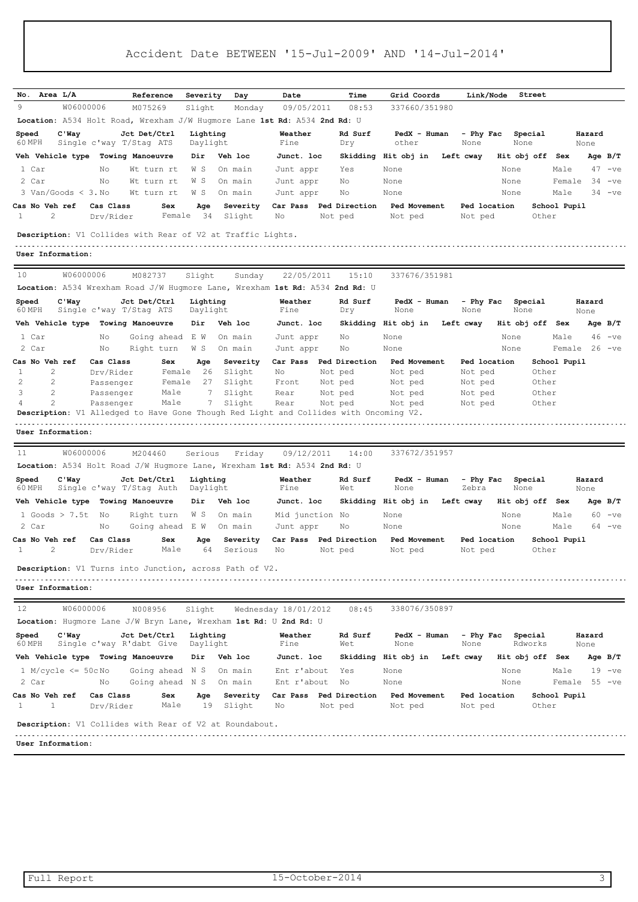# Accident Date BETWEEN '15-Jul-2009' AND '14-Jul-2014'

| No. | Area L/A | Reference | Severity | Day | Date | Time | Grid Coords | Link/Node | Street |
|---|---|---|---|---|---|---|---|---|---|
| 9 | W06000006 | M075269 | Slight | Monday | 09/05/2011 | 08:53 | 337660/351980 | | |

**Location:** A534 Holt Road, Wrexham J/W Hugmore Lane **1st Rd:** A534 **2nd Rd:** U

| Speed | C'Way | Jct Det/Ctrl | Lighting | Weather | Rd Surf | PedX - Human | - Phy Fac | Special | Hazard |
|---|---|---|---|---|---|---|---|---|---|
| 60 MPH | Single c'way | T/Stag ATS | Daylight | Fine | Dry | other | None | None | None |

| Veh | Vehicle type | Towing | Manoeuvre | Dir | Veh loc | Junct. loc | Skidding | Hit obj in | Left cway | Hit obj off | Sex | Age | B/T |
|---|---|---|---|---|---|---|---|---|---|---|---|---|---|
| 1 | Car | No | Wt turn rt | W S | On main | Junt appr | Yes | None | | None | Male | 47 | -ve |
| 2 | Car | No | Wt turn rt | W S | On main | Junt appr | No | None | | None | Female | 34 | -ve |
| 3 | Van/Goods < 3. | No | Wt turn rt | W S | On main | Junt appr | No | None | | None | Male | 34 | -ve |

| Cas No | Veh ref | Cas Class | Sex | Age | Severity | Car Pass | Ped Direction | Ped Movement | Ped location | School Pupil |
|---|---|---|---|---|---|---|---|---|---|---|
| 1 | 2 | Drv/Rider | Female | 34 | Slight | No | Not ped | Not ped | Not ped | Other |

**Description:** V1 Collides with Rear of V2 at Traffic Lights.

**User Information:**

---

| No. | Area L/A | Reference | Severity | Day | Date | Time | Grid Coords | Link/Node | Street |
|---|---|---|---|---|---|---|---|---|---|
| 10 | W06000006 | M082737 | Slight | Sunday | 22/05/2011 | 15:10 | 337676/351981 | | |

**Location:** A534 Wrexham Road J/W Hugmore Lane, Wrexham **1st Rd:** A534 **2nd Rd:** U

| Speed | C'Way | Jct Det/Ctrl | Lighting | Weather | Rd Surf | PedX - Human | - Phy Fac | Special | Hazard |
|---|---|---|---|---|---|---|---|---|---|
| 60 MPH | Single c'way | T/Stag ATS | Daylight | Fine | Dry | None | None | None | None |

| Veh | Vehicle type | Towing | Manoeuvre | Dir | Veh loc | Junct. loc | Skidding | Hit obj in | Left cway | Hit obj off | Sex | Age | B/T |
|---|---|---|---|---|---|---|---|---|---|---|---|---|---|
| 1 | Car | No | Going ahead | E W | On main | Junt appr | No | None | | None | Male | 46 | -ve |
| 2 | Car | No | Right turn | W S | On main | Junt appr | No | None | | None | Female | 26 | -ve |

| Cas No | Veh ref | Cas Class | Sex | Age | Severity | Car Pass | Ped Direction | Ped Movement | Ped location | School Pupil |
|---|---|---|---|---|---|---|---|---|---|---|
| 1 | 2 | Drv/Rider | Female | 26 | Slight | No | Not ped | Not ped | Not ped | Other |
| 2 | 2 | Passenger | Female | 27 | Slight | Front | Not ped | Not ped | Not ped | Other |
| 3 | 2 | Passenger | Male | 7 | Slight | Rear | Not ped | Not ped | Not ped | Other |
| 4 | 2 | Passenger | Male | 7 | Slight | Rear | Not ped | Not ped | Not ped | Other |

**Description:** V1 Alledged to Have Gone Though Red Light and Collides with Oncoming V2.

**User Information:**

---

| No. | Area L/A | Reference | Severity | Day | Date | Time | Grid Coords | Link/Node | Street |
|---|---|---|---|---|---|---|---|---|---|
| 11 | W06000006 | M204460 | Serious | Friday | 09/12/2011 | 14:00 | 337672/351957 | | |

**Location:** A534 Holt Road J/W Hugmore Lane, Wrexham **1st Rd:** A534 **2nd Rd:** U

| Speed | C'Way | Jct Det/Ctrl | Lighting | Weather | Rd Surf | PedX - Human | - Phy Fac | Special | Hazard |
|---|---|---|---|---|---|---|---|---|---|
| 60 MPH | Single c'way | T/Stag Auth | Daylight | Fine | Wet | None | Zebra | None | None |

| Veh | Vehicle type | Towing | Manoeuvre | Dir | Veh loc | Junct. loc | Skidding | Hit obj in | Left cway | Hit obj off | Sex | Age | B/T |
|---|---|---|---|---|---|---|---|---|---|---|---|---|---|
| 1 | Goods > 7.5t | No | Right turn | W S | On main | Mid junction | No | None | | None | Male | 60 | -ve |
| 2 | Car | No | Going ahead | E W | On main | Junt appr | No | None | | None | Male | 64 | -ve |

| Cas No | Veh ref | Cas Class | Sex | Age | Severity | Car Pass | Ped Direction | Ped Movement | Ped location | School Pupil |
|---|---|---|---|---|---|---|---|---|---|---|
| 1 | 2 | Drv/Rider | Male | 64 | Serious | No | Not ped | Not ped | Not ped | Other |

**Description:** V1 Turns into Junction, across Path of V2.

**User Information:**

---

| No. | Area L/A | Reference | Severity | Day | Date | Time | Grid Coords | Link/Node | Street |
|---|---|---|---|---|---|---|---|---|---|
| 12 | W06000006 | N008956 | Slight | Wednesday | 18/01/2012 | 08:45 | 338076/350897 | | |

**Location:** Hugmore Lane J/W Bryn Lane, Wrexham **1st Rd:** U **2nd Rd:** U

| Speed | C'Way | Jct Det/Ctrl | Lighting | Weather | Rd Surf | PedX - Human | - Phy Fac | Special | Hazard |
|---|---|---|---|---|---|---|---|---|---|
| 60 MPH | Single c'way | R'dabt Give | Daylight | Fine | Wet | None | None | Rdworks | None |

| Veh | Vehicle type | Towing | Manoeuvre | Dir | Veh loc | Junct. loc | Skidding | Hit obj in | Left cway | Hit obj off | Sex | Age | B/T |
|---|---|---|---|---|---|---|---|---|---|---|---|---|---|
| 1 | M/cycle <= 50c | No | Going ahead | N S | On main | Ent r'about | Yes | None | | None | Male | 19 | -ve |
| 2 | Car | No | Going ahead | N S | On main | Ent r'about | No | None | | None | Female | 55 | -ve |

| Cas No | Veh ref | Cas Class | Sex | Age | Severity | Car Pass | Ped Direction | Ped Movement | Ped location | School Pupil |
|---|---|---|---|---|---|---|---|---|---|---|
| 1 | 1 | Drv/Rider | Male | 19 | Slight | No | Not ped | Not ped | Not ped | Other |

**Description:** V1 Collides with Rear of V2 at Roundabout.

**User Information:**

Full Report 15-October-2014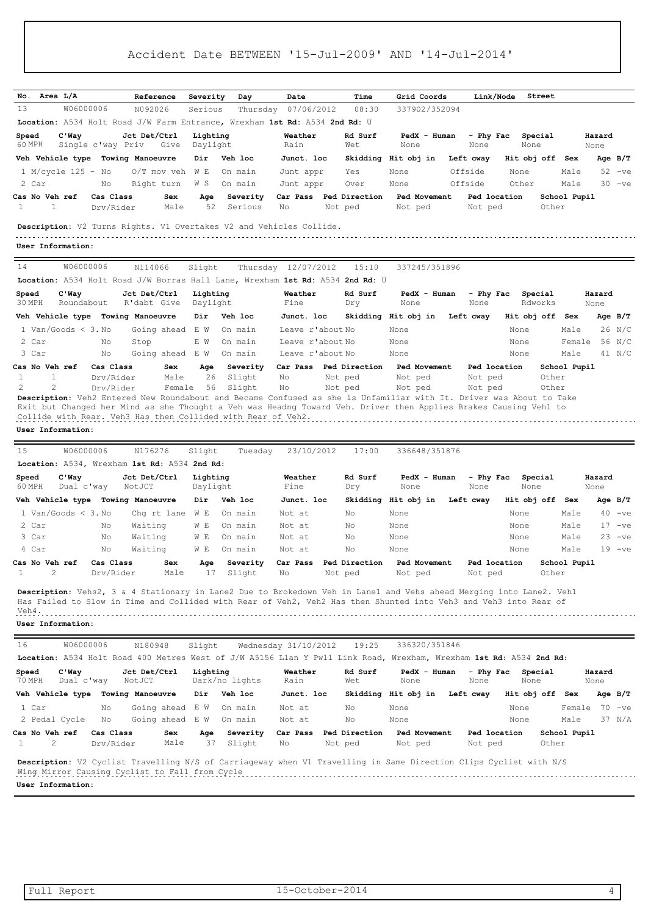# Accident Date BETWEEN '15-Jul-2009' AND '14-Jul-2014'

| No. | Area L/A | Reference | Severity | Day | Date | Time | Grid Coords | Link/Node | Street |
|---|---|---|---|---|---|---|---|---|---|
| 13 | W06000006 | N092026 | Serious | Thursday | 07/06/2012 | 08:30 | 337902/352094 | | |

**Location:** A534 Holt Road J/W Farm Entrance, Wrexham **1st Rd**: A534 **2nd Rd**: U

| Speed | C'Way | Jct Det/Ctrl | Lighting | Weather | Rd Surf | PedX - Human | - Phy Fac | Special | Hazard |
|---|---|---|---|---|---|---|---|---|---|
| 60 MPH | Single c'way | Priv Give | Daylight | Rain | Wet | None | None | None | None |

| Veh | Vehicle type | Towing | Manoeuvre | Dir | Veh loc | Junct. loc | Skidding | Hit obj in | Left cway | Hit obj off | Sex | Age | B/T |
|---|---|---|---|---|---|---|---|---|---|---|---|---|---|
| 1 | M/cycle 125 - | No | O/T mov veh | W E | On main | Junt appr | Yes | None | Offside | None | Male | 52 | -ve |
| 2 | Car | No | Right turn | W S | On main | Junt appr | Over | None | Offside | Other | Male | 30 | -ve |

| Cas No | Veh ref | Cas Class | Sex | Age | Severity | Car Pass | Ped Direction | Ped Movement | Ped location | School Pupil |
|---|---|---|---|---|---|---|---|---|---|---|
| 1 | 1 | Drv/Rider | Male | 52 | Serious | No | Not ped | Not ped | Not ped | Other |

**Description:** V2 Turns Rights. V1 Overtakes V2 and Vehicles Collide.

**User Information:**

---

| No. | Area L/A | Reference | Severity | Day | Date | Time | Grid Coords | Link/Node | Street |
|---|---|---|---|---|---|---|---|---|---|
| 14 | W06000006 | N114066 | Slight | Thursday | 12/07/2012 | 15:10 | 337245/351896 | | |

**Location:** A534 Holt Road J/W Borras Hall Lane, Wrexham **1st Rd**: A534 **2nd Rd**: U

| Speed | C'Way | Jct Det/Ctrl | Lighting | Weather | Rd Surf | PedX - Human | - Phy Fac | Special | Hazard |
|---|---|---|---|---|---|---|---|---|---|
| 30 MPH | Roundabout | R'dabt Give | Daylight | Fine | Dry | None | None | Rdworks | None |

| Veh | Vehicle type | Towing | Manoeuvre | Dir | Veh loc | Junct. loc | Skidding | Hit obj in | Left cway | Hit obj off | Sex | Age | B/T |
|---|---|---|---|---|---|---|---|---|---|---|---|---|---|
| 1 | Van/Goods < 3. | No | Going ahead | E W | On main | Leave r'about | No | None | | None | Male | 26 | N/C |
| 2 | Car | No | Stop | E W | On main | Leave r'about | No | None | | None | Female | 56 | N/C |
| 3 | Car | No | Going ahead | E W | On main | Leave r'about | No | None | | None | Male | 41 | N/C |

| Cas No | Veh ref | Cas Class | Sex | Age | Severity | Car Pass | Ped Direction | Ped Movement | Ped location | School Pupil |
|---|---|---|---|---|---|---|---|---|---|---|
| 1 | 1 | Drv/Rider | Male | 26 | Slight | No | Not ped | Not ped | Not ped | Other |
| 2 | 2 | Drv/Rider | Female | 56 | Slight | No | Not ped | Not ped | Not ped | Other |

**Description:** Veh2 Entered New Roundabout and Became Confused as she is Unfamiliar with It. Driver was About to Take Exit but Changed her Mind as she Thought a Veh was Headng Toward Veh. Driver then Applies Brakes Causing Veh1 to Collide with Rear. Veh3 Has then Collided with Rear of Veh2.

**User Information:**

---

| No. | Area L/A | Reference | Severity | Day | Date | Time | Grid Coords | Link/Node | Street |
|---|---|---|---|---|---|---|---|---|---|
| 15 | W06000006 | N176276 | Slight | Tuesday | 23/10/2012 | 17:00 | 336648/351876 | | |

**Location:** A534, Wrexham **1st Rd**: A534 **2nd Rd**:

| Speed | C'Way | Jct Det/Ctrl | Lighting | Weather | Rd Surf | PedX - Human | - Phy Fac | Special | Hazard |
|---|---|---|---|---|---|---|---|---|---|
| 60 MPH | Dual c'way | NotJCT | Daylight | Fine | Dry | None | None | None | None |

| Veh | Vehicle type | Towing | Manoeuvre | Dir | Veh loc | Junct. loc | Skidding | Hit obj in | Left cway | Hit obj off | Sex | Age | B/T |
|---|---|---|---|---|---|---|---|---|---|---|---|---|---|
| 1 | Van/Goods < 3. | No | Chg rt lane | W E | On main | Not at | No | None | | None | Male | 40 | -ve |
| 2 | Car | No | Waiting | W E | On main | Not at | No | None | | None | Male | 17 | -ve |
| 3 | Car | No | Waiting | W E | On main | Not at | No | None | | None | Male | 23 | -ve |
| 4 | Car | No | Waiting | W E | On main | Not at | No | None | | None | Male | 19 | -ve |

| Cas No | Veh ref | Cas Class | Sex | Age | Severity | Car Pass | Ped Direction | Ped Movement | Ped location | School Pupil |
|---|---|---|---|---|---|---|---|---|---|---|
| 1 | 2 | Drv/Rider | Male | 17 | Slight | No | Not ped | Not ped | Not ped | Other |

**Description:** Vehs2, 3 & 4 Stationary in Lane2 Due to Brokedown Veh in Lane1 and Vehs ahead Merging into Lane2. Veh1 Has Failed to Slow in Time and Collided with Rear of Veh2, Veh2 Has then Shunted into Veh3 and Veh3 into Rear of Veh4.

**User Information:**

---

| No. | Area L/A | Reference | Severity | Day | Date | Time | Grid Coords | Link/Node | Street |
|---|---|---|---|---|---|---|---|---|---|
| 16 | W06000006 | N180948 | Slight | Wednesday | 31/10/2012 | 19:25 | 336320/351846 | | |

**Location:** A534 Holt Road 400 Metres West of J/W A5156 Llan Y Pwll Link Road, Wrexham, Wrexham **1st Rd**: A534 **2nd Rd**:

| Speed | C'Way | Jct Det/Ctrl | Lighting | Weather | Rd Surf | PedX - Human | - Phy Fac | Special | Hazard |
|---|---|---|---|---|---|---|---|---|---|
| 70 MPH | Dual c'way | NotJCT | Dark/no lights | Rain | Wet | None | None | None | None |

| Veh | Vehicle type | Towing | Manoeuvre | Dir | Veh loc | Junct. loc | Skidding | Hit obj in | Left cway | Hit obj off | Sex | Age | B/T |
|---|---|---|---|---|---|---|---|---|---|---|---|---|---|
| 1 | Car | No | Going ahead | E W | On main | Not at | No | None | | None | Female | 70 | -ve |
| 2 | Pedal Cycle | No | Going ahead | E W | On main | Not at | No | None | | None | Male | 37 | N/A |

| Cas No | Veh ref | Cas Class | Sex | Age | Severity | Car Pass | Ped Direction | Ped Movement | Ped location | School Pupil |
|---|---|---|---|---|---|---|---|---|---|---|
| 1 | 2 | Drv/Rider | Male | 37 | Slight | No | Not ped | Not ped | Not ped | Other |

**Description:** V2 Cyclist Travelling N/S of Carriageway when V1 Travelling in Same Direction Clips Cyclist with N/S Wing Mirror Causing Cyclist to Fall from Cycle

**User Information:**

Full Report 15-October-2014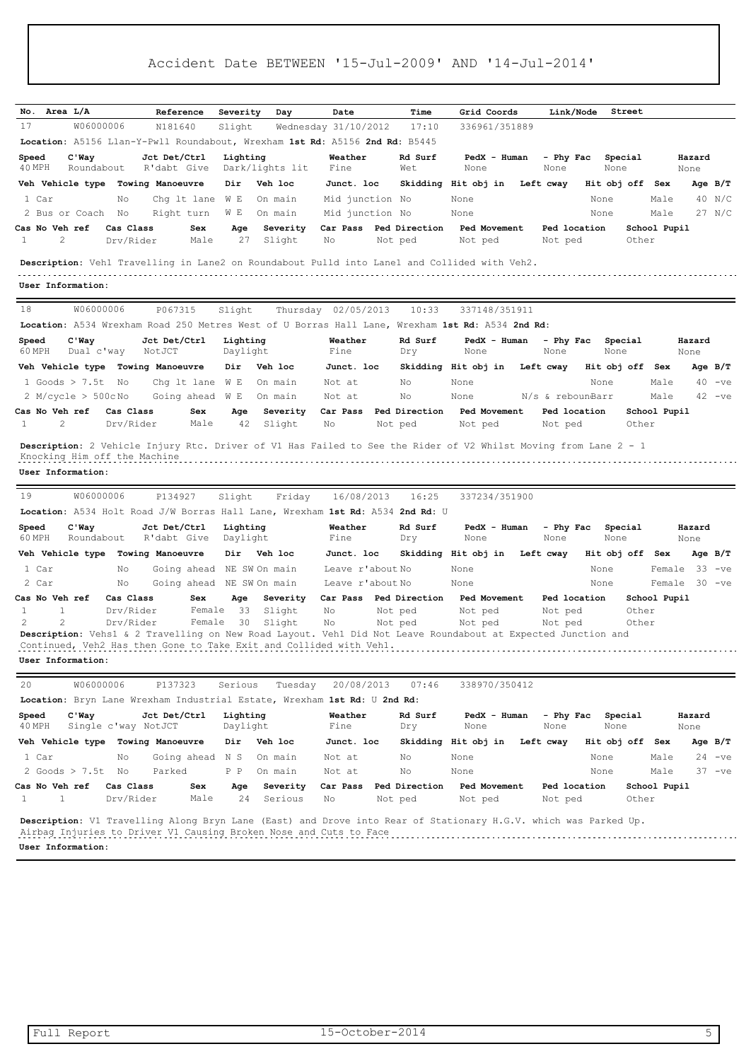# Accident Date BETWEEN '15-Jul-2009' AND '14-Jul-2014'

| No. | Area L/A | Reference | Severity | Day | Date | Time | Grid Coords | Link/Node | Street |
|---|---|---|---|---|---|---|---|---|---|
| 17 | W06000006 | N181640 | Slight | Wednesday | 31/10/2012 | 17:10 | 336961/351889 | | |

**Location:** A5156 Llan-Y-Pwll Roundabout, Wrexham **1st Rd:** A5156 **2nd Rd:** B5445

| Speed | C'Way | Jct Det/Ctrl | Lighting | Weather | Rd Surf | PedX - Human | - Phy Fac | Special | Hazard |
|---|---|---|---|---|---|---|---|---|---|
| 40 MPH | Roundabout | R'dabt Give | Dark/lights lit | Fine | Wet | None | None | None | None |

| Veh | Vehicle type | Towing | Manoeuvre | Dir | Veh loc | Junct. loc | Skidding | Hit obj in | Left cway | Hit obj off | Sex | Age | B/T |
|---|---|---|---|---|---|---|---|---|---|---|---|---|---|
| 1 | Car | No | Chg lt lane | W E | On main | Mid junction | No | None | | None | Male | 40 | N/C |
| 2 | Bus or Coach | No | Right turn | W E | On main | Mid junction | No | None | | None | Male | 27 | N/C |

| Cas No | Veh ref | Cas Class | Sex | Age | Severity | Car Pass | Ped Direction | Ped Movement | Ped location | School Pupil |
|---|---|---|---|---|---|---|---|---|---|---|
| 1 | 2 | Drv/Rider | Male | 27 | Slight | No | Not ped | Not ped | Not ped | Other |

**Description:** Veh1 Travelling in Lane2 on Roundabout Pulld into Lane1 and Collided with Veh2.

**User Information:**

---

| No. | Area L/A | Reference | Severity | Day | Date | Time | Grid Coords | Link/Node | Street |
|---|---|---|---|---|---|---|---|---|---|
| 18 | W06000006 | P067315 | Slight | Thursday | 02/05/2013 | 10:33 | 337148/351911 | | |

**Location:** A534 Wrexham Road 250 Metres West of U Borras Hall Lane, Wrexham **1st Rd:** A534 **2nd Rd:**

| Speed | C'Way | Jct Det/Ctrl | Lighting | Weather | Rd Surf | PedX - Human | - Phy Fac | Special | Hazard |
|---|---|---|---|---|---|---|---|---|---|
| 60 MPH | Dual c'way | NotJCT | Daylight | Fine | Dry | None | None | None | None |

| Veh | Vehicle type | Towing | Manoeuvre | Dir | Veh loc | Junct. loc | Skidding | Hit obj in | Left cway | Hit obj off | Sex | Age | B/T |
|---|---|---|---|---|---|---|---|---|---|---|---|---|---|
| 1 | Goods > 7.5t | No | Chg lt lane | W E | On main | Not at | No | None | | None | Male | 40 | -ve |
| 2 | M/cycle > 500cc | No | Going ahead | W E | On main | Not at | No | None | N/s & rebound | Barr | Male | 42 | -ve |

| Cas No | Veh ref | Cas Class | Sex | Age | Severity | Car Pass | Ped Direction | Ped Movement | Ped location | School Pupil |
|---|---|---|---|---|---|---|---|---|---|---|
| 1 | 2 | Drv/Rider | Male | 42 | Slight | No | Not ped | Not ped | Not ped | Other |

**Description:** 2 Vehicle Injury Rtc. Driver of V1 Has Failed to See the Rider of V2 Whilst Moving from Lane 2 - 1 Knocking Him off the Machine

**User Information:**

---

| No. | Area L/A | Reference | Severity | Day | Date | Time | Grid Coords | Link/Node | Street |
|---|---|---|---|---|---|---|---|---|---|
| 19 | W06000006 | P134927 | Slight | Friday | 16/08/2013 | 16:25 | 337234/351900 | | |

**Location:** A534 Holt Road J/W Borras Hall Lane, Wrexham **1st Rd:** A534 **2nd Rd:** U

| Speed | C'Way | Jct Det/Ctrl | Lighting | Weather | Rd Surf | PedX - Human | - Phy Fac | Special | Hazard |
|---|---|---|---|---|---|---|---|---|---|
| 60 MPH | Roundabout | R'dabt Give | Daylight | Fine | Dry | None | None | None | None |

| Veh | Vehicle type | Towing | Manoeuvre | Dir | Veh loc | Junct. loc | Skidding | Hit obj in | Left cway | Hit obj off | Sex | Age | B/T |
|---|---|---|---|---|---|---|---|---|---|---|---|---|---|
| 1 | Car | No | Going ahead | NE SW | On main | Leave r'about | No | None | | None | Female | 33 | -ve |
| 2 | Car | No | Going ahead | NE SW | On main | Leave r'about | No | None | | None | Female | 30 | -ve |

| Cas No | Veh ref | Cas Class | Sex | Age | Severity | Car Pass | Ped Direction | Ped Movement | Ped location | School Pupil |
|---|---|---|---|---|---|---|---|---|---|---|
| 1 | 1 | Drv/Rider | Female | 33 | Slight | No | Not ped | Not ped | Not ped | Other |
| 2 | 2 | Drv/Rider | Female | 30 | Slight | No | Not ped | Not ped | Not ped | Other |

**Description:** Vehs1 & 2 Travelling on New Road Layout. Veh1 Did Not Leave Roundabout at Expected Junction and Continued, Veh2 Has then Gone to Take Exit and Collided with Veh1.

**User Information:**

---

| No. | Area L/A | Reference | Severity | Day | Date | Time | Grid Coords | Link/Node | Street |
|---|---|---|---|---|---|---|---|---|---|
| 20 | W06000006 | P137323 | Serious | Tuesday | 20/08/2013 | 07:46 | 338970/350412 | | |

**Location:** Bryn Lane Wrexham Industrial Estate, Wrexham **1st Rd:** U **2nd Rd:**

| Speed | C'Way | Jct Det/Ctrl | Lighting | Weather | Rd Surf | PedX - Human | - Phy Fac | Special | Hazard |
|---|---|---|---|---|---|---|---|---|---|
| 40 MPH | Single c'way | NotJCT | Daylight | Fine | Dry | None | None | None | None |

| Veh | Vehicle type | Towing | Manoeuvre | Dir | Veh loc | Junct. loc | Skidding | Hit obj in | Left cway | Hit obj off | Sex | Age | B/T |
|---|---|---|---|---|---|---|---|---|---|---|---|---|---|
| 1 | Car | No | Going ahead | N S | On main | Not at | No | None | | None | Male | 24 | -ve |
| 2 | Goods > 7.5t | No | Parked | P P | On main | Not at | No | None | | None | Male | 37 | -ve |

| Cas No | Veh ref | Cas Class | Sex | Age | Severity | Car Pass | Ped Direction | Ped Movement | Ped location | School Pupil |
|---|---|---|---|---|---|---|---|---|---|---|
| 1 | 1 | Drv/Rider | Male | 24 | Serious | No | Not ped | Not ped | Not ped | Other |

**Description:** V1 Travelling Along Bryn Lane (East) and Drove into Rear of Stationary H.G.V. which was Parked Up. Airbag Injuries to Driver V1 Causing Broken Nose and Cuts to Face

**User Information:**

Full Report | 15-October-2014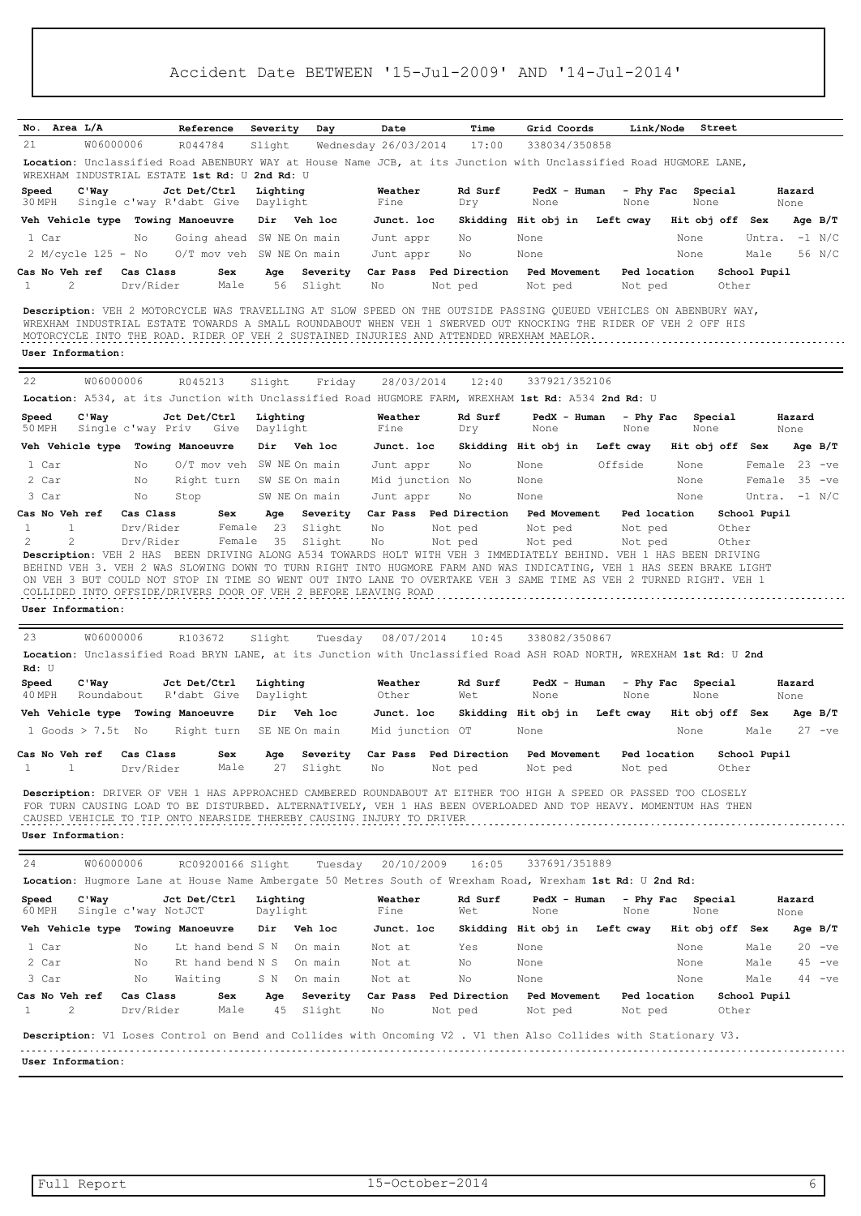# Accident Date BETWEEN '15-Jul-2009' AND '14-Jul-2014'

| No. | Area L/A | Reference | Severity | Day | Date | Time | Grid Coords | Link/Node | Street |
|---|---|---|---|---|---|---|---|---|---|
| 21 | W06000006 | R044784 | Slight | Wednesday | 26/03/2014 | 17:00 | 338034/350858 | | |

**Location:** Unclassified Road ABENBURY WAY at House Name JCB, at its Junction with Unclassified Road HUGMORE LANE, WREXHAM INDUSTRIAL ESTATE **1st Rd:** U **2nd Rd:** U

| Speed | C'Way | Jct Det/Ctrl | Lighting | Weather | Rd Surf | PedX - Human | - Phy Fac | Special | Hazard |
|---|---|---|---|---|---|---|---|---|---|
| 30 MPH | Single c'way | R'dabt Give | Daylight | Fine | Dry | None | None | None | None |

| Veh | Vehicle type | Towing | Manoeuvre | Dir | Veh loc | Junct. loc | Skidding | Hit obj in | Left cway | Hit obj off | Sex | Age | B/T |
|---|---|---|---|---|---|---|---|---|---|---|---|---|---|
| 1 | Car | No | Going ahead | SW NE | On main | Junt appr | No | None | | None | Untra. | -1 | N/C |
| 2 | M/cycle 125 - | No | O/T mov veh | SW NE | On main | Junt appr | No | None | | None | Male | 56 | N/C |

| Cas No | Veh ref | Cas Class | Sex | Age | Severity | Car Pass | Ped Direction | Ped Movement | Ped location | School Pupil |
|---|---|---|---|---|---|---|---|---|---|---|
| 1 | 2 | Drv/Rider | Male | 56 | Slight | No | Not ped | Not ped | Not ped | Other |

**Description:** VEH 2 MOTORCYCLE WAS TRAVELLING AT SLOW SPEED ON THE OUTSIDE PASSING QUEUED VEHICLES ON ABENBURY WAY, WREXHAM INDUSTRIAL ESTATE TOWARDS A SMALL ROUNDABOUT WHEN VEH 1 SWERVED OUT KNOCKING THE RIDER OF VEH 2 OFF HIS MOTORCYCLE INTO THE ROAD. RIDER OF VEH 2 SUSTAINED INJURIES AND ATTENDED WREXHAM MAELOR.

**User Information:**

---

| No. | Area L/A | Reference | Severity | Day | Date | Time | Grid Coords | Link/Node | Street |
|---|---|---|---|---|---|---|---|---|---|
| 22 | W06000006 | R045213 | Slight | Friday | 28/03/2014 | 12:40 | 337921/352106 | | |

**Location:** A534, at its Junction with Unclassified Road HUGMORE FARM, WREXHAM **1st Rd:** A534 **2nd Rd:** U

| Speed | C'Way | Jct Det/Ctrl | Lighting | Weather | Rd Surf | PedX - Human | - Phy Fac | Special | Hazard |
|---|---|---|---|---|---|---|---|---|---|
| 50 MPH | Single c'way | Priv Give | Daylight | Fine | Dry | None | None | None | None |

| Veh | Vehicle type | Towing | Manoeuvre | Dir | Veh loc | Junct. loc | Skidding | Hit obj in | Left cway | Hit obj off | Sex | Age | B/T |
|---|---|---|---|---|---|---|---|---|---|---|---|---|---|
| 1 | Car | No | O/T mov veh | SW NE | On main | Junt appr | No | None | Offside | None | Female | 23 | -ve |
| 2 | Car | No | Right turn | SW SE | On main | Mid junction | No | None | | None | Female | 35 | -ve |
| 3 | Car | No | Stop | SW NE | On main | Junt appr | No | None | | None | Untra. | -1 | N/C |

| Cas No | Veh ref | Cas Class | Sex | Age | Severity | Car Pass | Ped Direction | Ped Movement | Ped location | School Pupil |
|---|---|---|---|---|---|---|---|---|---|---|
| 1 | 1 | Drv/Rider | Female | 23 | Slight | No | Not ped | Not ped | Not ped | Other |
| 2 | 2 | Drv/Rider | Female | 35 | Slight | No | Not ped | Not ped | Not ped | Other |

**Description:** VEH 2 HAS BEEN DRIVING ALONG A534 TOWARDS HOLT WITH VEH 3 IMMEDIATELY BEHIND. VEH 1 HAS BEEN DRIVING BEHIND VEH 3. VEH 2 WAS SLOWING DOWN TO TURN RIGHT INTO HUGMORE FARM AND WAS INDICATING, VEH 1 HAS SEEN BRAKE LIGHT ON VEH 3 BUT COULD NOT STOP IN TIME SO WENT OUT INTO LANE TO OVERTAKE VEH 3 SAME TIME AS VEH 2 TURNED RIGHT. VEH 1 COLLIDED INTO OFFSIDE/DRIVERS DOOR OF VEH 2 BEFORE LEAVING ROAD

**User Information:**

---

| No. | Area L/A | Reference | Severity | Day | Date | Time | Grid Coords | Link/Node | Street |
|---|---|---|---|---|---|---|---|---|---|
| 23 | W06000006 | R103672 | Slight | Tuesday | 08/07/2014 | 10:45 | 338082/350867 | | |

**Location:** Unclassified Road BRYN LANE, at its Junction with Unclassified Road ASH ROAD NORTH, WREXHAM **1st Rd:** U **2nd Rd:** U

| Speed | C'Way | Jct Det/Ctrl | Lighting | Weather | Rd Surf | PedX - Human | - Phy Fac | Special | Hazard |
|---|---|---|---|---|---|---|---|---|---|
| 40 MPH | Roundabout | R'dabt Give | Daylight | Other | Wet | None | None | None | None |

| Veh | Vehicle type | Towing | Manoeuvre | Dir | Veh loc | Junct. loc | Skidding | Hit obj in | Left cway | Hit obj off | Sex | Age | B/T |
|---|---|---|---|---|---|---|---|---|---|---|---|---|---|
| 1 | Goods > 7.5t | No | Right turn | SE NE | On main | Mid junction | OT | None | | None | Male | 27 | -ve |

| Cas No | Veh ref | Cas Class | Sex | Age | Severity | Car Pass | Ped Direction | Ped Movement | Ped location | School Pupil |
|---|---|---|---|---|---|---|---|---|---|---|
| 1 | 1 | Drv/Rider | Male | 27 | Slight | No | Not ped | Not ped | Not ped | Other |

**Description:** DRIVER OF VEH 1 HAS APPROACHED CAMBERED ROUNDABOUT AT EITHER TOO HIGH A SPEED OR PASSED TOO CLOSELY FOR TURN CAUSING LOAD TO BE DISTURBED. ALTERNATIVELY, VEH 1 HAS BEEN OVERLOADED AND TOP HEAVY. MOMENTUM HAS THEN CAUSED VEHICLE TO TIP ONTO NEARSIDE THEREBY CAUSING INJURY TO DRIVER

**User Information:**

---

| No. | Area L/A | Reference | Severity | Day | Date | Time | Grid Coords | Link/Node | Street |
|---|---|---|---|---|---|---|---|---|---|
| 24 | W06000006 | RC09200166 | Slight | Tuesday | 20/10/2009 | 16:05 | 337691/351889 | | |

**Location:** Hugmore Lane at House Name Ambergate 50 Metres South of Wrexham Road, Wrexham **1st Rd:** U **2nd Rd:**

| Speed | C'Way | Jct Det/Ctrl | Lighting | Weather | Rd Surf | PedX - Human | - Phy Fac | Special | Hazard |
|---|---|---|---|---|---|---|---|---|---|
| 60 MPH | Single c'way | NotJCT | Daylight | Fine | Wet | None | None | None | None |

| Veh | Vehicle type | Towing | Manoeuvre | Dir | Veh loc | Junct. loc | Skidding | Hit obj in | Left cway | Hit obj off | Sex | Age | B/T |
|---|---|---|---|---|---|---|---|---|---|---|---|---|---|
| 1 | Car | No | Lt hand bend | S N | On main | Not at | Yes | None | | None | Male | 20 | -ve |
| 2 | Car | No | Rt hand bend | N S | On main | Not at | No | None | | None | Male | 45 | -ve |
| 3 | Car | No | Waiting | S N | On main | Not at | No | None | | None | Male | 44 | -ve |

| Cas No | Veh ref | Cas Class | Sex | Age | Severity | Car Pass | Ped Direction | Ped Movement | Ped location | School Pupil |
|---|---|---|---|---|---|---|---|---|---|---|
| 1 | 2 | Drv/Rider | Male | 45 | Slight | No | Not ped | Not ped | Not ped | Other |

**Description:** V1 Loses Control on Bend and Collides with Oncoming V2 . V1 then Also Collides with Stationary V3.

**User Information:**

Full Report — 15-October-2014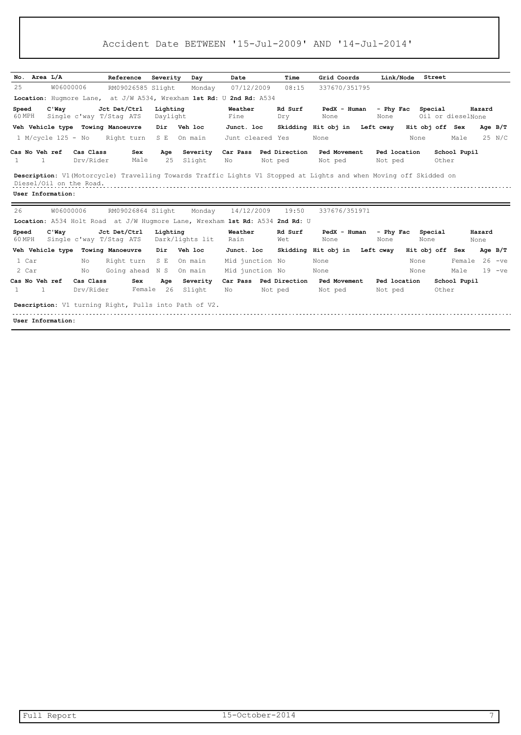Accident Date BETWEEN '15-Jul-2009' AND '14-Jul-2014'

| No. | Area L/A | Reference | Severity | Day | Date | Time | Grid Coords | Link/Node | Street |
|---|---|---|---|---|---|---|---|---|---|
| 25 | W06000006 | RM09026585 | Slight | Monday | 07/12/2009 | 08:15 | 337670/351795 | | |

**Location:** Hugmore Lane, at J/W A534, Wrexham **1st Rd:** U **2nd Rd:** A534

| Speed | C'Way | Jct Det/Ctrl | Lighting | Weather | Rd Surf | PedX - Human | - Phy Fac | Special | Hazard |
|---|---|---|---|---|---|---|---|---|---|
| 60 MPH | Single c'way | T/Stag ATS | Daylight | Fine | Dry | None | None | Oil or diesel | None |

| Veh | Vehicle type | Towing | Manoeuvre | Dir | Veh loc | Junct. loc | Skidding | Hit obj in | Left cway | Hit obj off | Sex | Age | B/T |
|---|---|---|---|---|---|---|---|---|---|---|---|---|---|
| 1 | M/cycle 125 - | No | Right turn | S E | On main | Junt cleared | Yes | None | | None | Male | 25 | N/C |

| Cas No | Veh ref | Cas Class | Sex | Age | Severity | Car Pass | Ped Direction | Ped Movement | Ped location | School Pupil |
|---|---|---|---|---|---|---|---|---|---|---|
| 1 | 1 | Drv/Rider | Male | 25 | Slight | No | Not ped | Not ped | Not ped | Other |

**Description:** V1(Motorcycle) Travelling Towards Traffic Lights V1 Stopped at Lights and when Moving off Skidded on Diesel/Oil on the Road.

**User Information:**

---

| No. | Area L/A | Reference | Severity | Day | Date | Time | Grid Coords | Link/Node | Street |
|---|---|---|---|---|---|---|---|---|---|
| 26 | W06000006 | RM09026864 | Slight | Monday | 14/12/2009 | 19:50 | 337676/351971 | | |

**Location:** A534 Holt Road at J/W Hugmore Lane, Wrexham **1st Rd:** A534 **2nd Rd:** U

| Speed | C'Way | Jct Det/Ctrl | Lighting | Weather | Rd Surf | PedX - Human | - Phy Fac | Special | Hazard |
|---|---|---|---|---|---|---|---|---|---|
| 60 MPH | Single c'way | T/Stag ATS | Dark/lights lit | Rain | Wet | None | None | None | None |

| Veh | Vehicle type | Towing | Manoeuvre | Dir | Veh loc | Junct. loc | Skidding | Hit obj in | Left cway | Hit obj off | Sex | Age | B/T |
|---|---|---|---|---|---|---|---|---|---|---|---|---|---|
| 1 | Car | No | Right turn | S E | On main | Mid junction | No | None | | None | Female | 26 | -ve |
| 2 | Car | No | Going ahead | N S | On main | Mid junction | No | None | | None | Male | 19 | -ve |

| Cas No | Veh ref | Cas Class | Sex | Age | Severity | Car Pass | Ped Direction | Ped Movement | Ped location | School Pupil |
|---|---|---|---|---|---|---|---|---|---|---|
| 1 | 1 | Drv/Rider | Female | 26 | Slight | No | Not ped | Not ped | Not ped | Other |

**Description:** V1 turning Right, Pulls into Path of V2.

**User Information:**

Full Report 15-October-2014